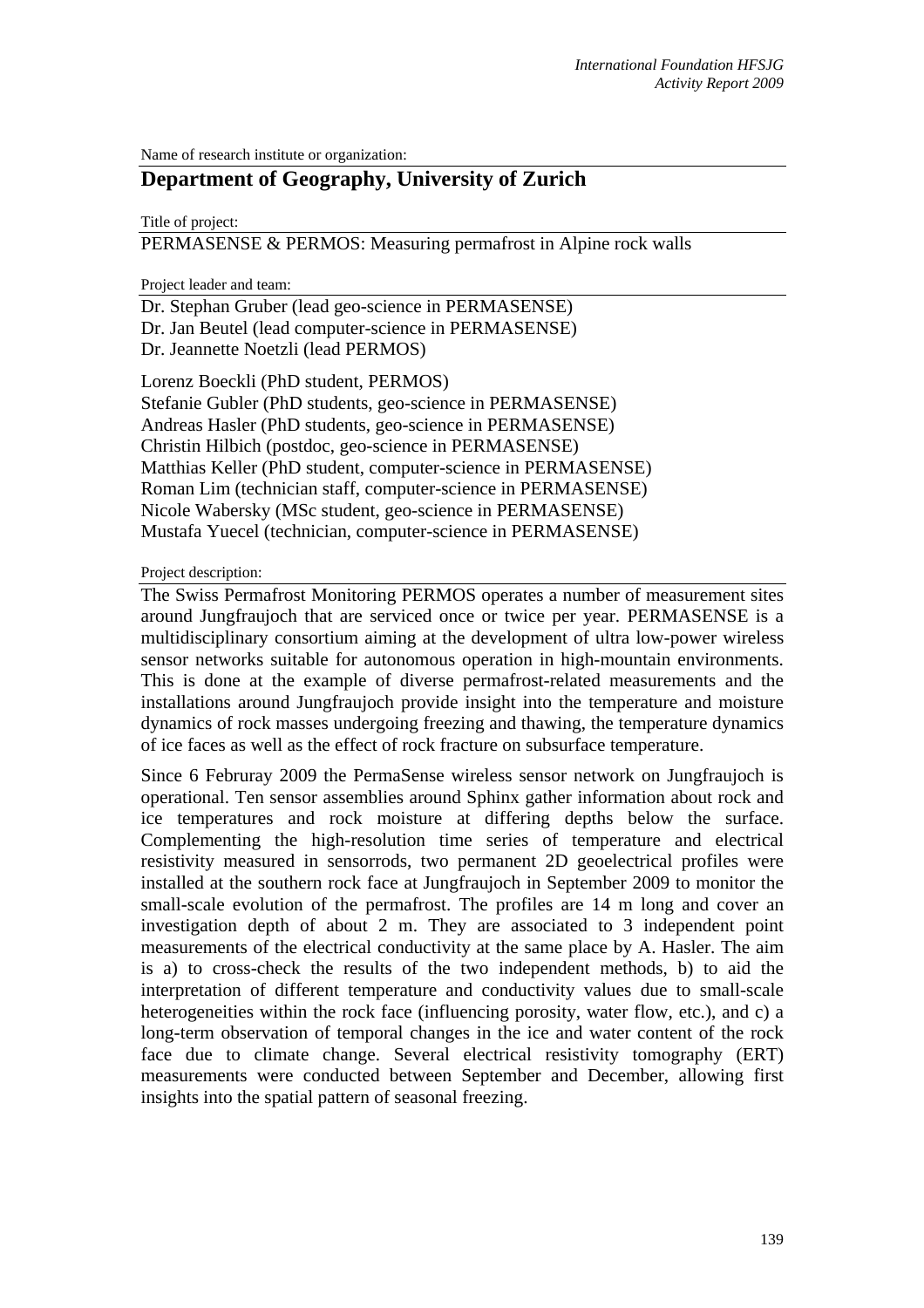Name of research institute or organization:

## Department of Geography, University of Zurich

Title of project:

PERMASENSE & PERMOS: Measuring permafrost in Alpine rock walls

Project leader and team:

Dr. Stephan Gruber (lead geo-science in PERMASENSE)
Dr. Jan Beutel (lead computer-science in PERMASENSE)
Dr. Jeannette Noetzli (lead PERMOS)

Lorenz Boeckli (PhD student, PERMOS)
Stefanie Gubler (PhD students, geo-science in PERMASENSE)
Andreas Hasler (PhD students, geo-science in PERMASENSE)
Christin Hilbich (postdoc, geo-science in PERMASENSE)
Matthias Keller (PhD student, computer-science in PERMASENSE)
Roman Lim (technician staff, computer-science in PERMASENSE)
Nicole Wabersky (MSc student, geo-science in PERMASENSE)
Mustafa Yuecel (technician, computer-science in PERMASENSE)

Project description:

The Swiss Permafrost Monitoring PERMOS operates a number of measurement sites around Jungfraujoch that are serviced once or twice per year. PERMASENSE is a multidisciplinary consortium aiming at the development of ultra low-power wireless sensor networks suitable for autonomous operation in high-mountain environments. This is done at the example of diverse permafrost-related measurements and the installations around Jungfraujoch provide insight into the temperature and moisture dynamics of rock masses undergoing freezing and thawing, the temperature dynamics of ice faces as well as the effect of rock fracture on subsurface temperature.

Since 6 Februray 2009 the PermaSense wireless sensor network on Jungfraujoch is operational. Ten sensor assemblies around Sphinx gather information about rock and ice temperatures and rock moisture at differing depths below the surface. Complementing the high-resolution time series of temperature and electrical resistivity measured in sensorrods, two permanent 2D geoelectrical profiles were installed at the southern rock face at Jungfraujoch in September 2009 to monitor the small-scale evolution of the permafrost. The profiles are 14 m long and cover an investigation depth of about 2 m. They are associated to 3 independent point measurements of the electrical conductivity at the same place by A. Hasler. The aim is a) to cross-check the results of the two independent methods, b) to aid the interpretation of different temperature and conductivity values due to small-scale heterogeneities within the rock face (influencing porosity, water flow, etc.), and c) a long-term observation of temporal changes in the ice and water content of the rock face due to climate change. Several electrical resistivity tomography (ERT) measurements were conducted between September and December, allowing first insights into the spatial pattern of seasonal freezing.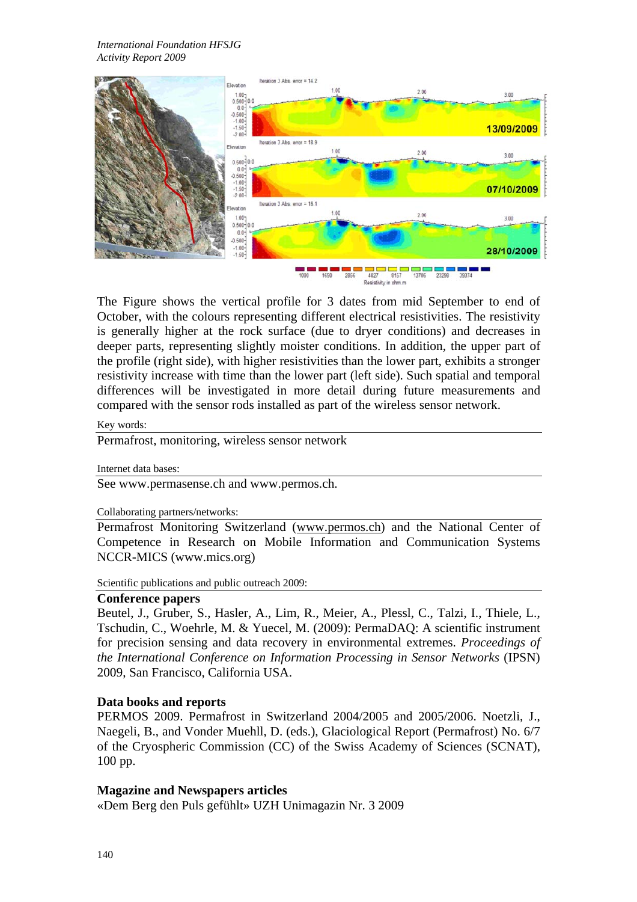The Figure shows the vertical profile for 3 dates from mid September to end of October, with the colours representing different electrical resistivities. The resistivity is generally higher at the rock surface (due to dryer conditions) and decreases in deeper parts, representing slightly moister conditions. In addition, the upper part of the profile (right side), with higher resistivities than the lower part, exhibits a stronger resistivity increase with time than the lower part (left side). Such spatial and temporal differences will be investigated in more detail during future measurements and compared with the sensor rods installed as part of the wireless sensor network.

Key words:

Permafrost, monitoring, wireless sensor network

Internet data bases:

See www.permasense.ch and www.permos.ch.

Collaborating partners/networks:

Permafrost Monitoring Switzerland (www.permos.ch) and the National Center of Competence in Research on Mobile Information and Communication Systems NCCR-MICS (www.mics.org)

Scientific publications and public outreach 2009:

**Conference papers**

Beutel, J., Gruber, S., Hasler, A., Lim, R., Meier, A., Plessl, C., Talzi, I., Thiele, L., Tschudin, C., Woehrle, M. & Yuecel, M. (2009): PermaDAQ: A scientific instrument for precision sensing and data recovery in environmental extremes. *Proceedings of the International Conference on Information Processing in Sensor Networks* (IPSN) 2009, San Francisco, California USA.

**Data books and reports**

PERMOS 2009. Permafrost in Switzerland 2004/2005 and 2005/2006. Noetzli, J., Naegeli, B., and Vonder Muehll, D. (eds.), Glaciological Report (Permafrost) No. 6/7 of the Cryospheric Commission (CC) of the Swiss Academy of Sciences (SCNAT), 100 pp.

**Magazine and Newspapers articles**

«Dem Berg den Puls gefühlt» UZH Unimagazin Nr. 3 2009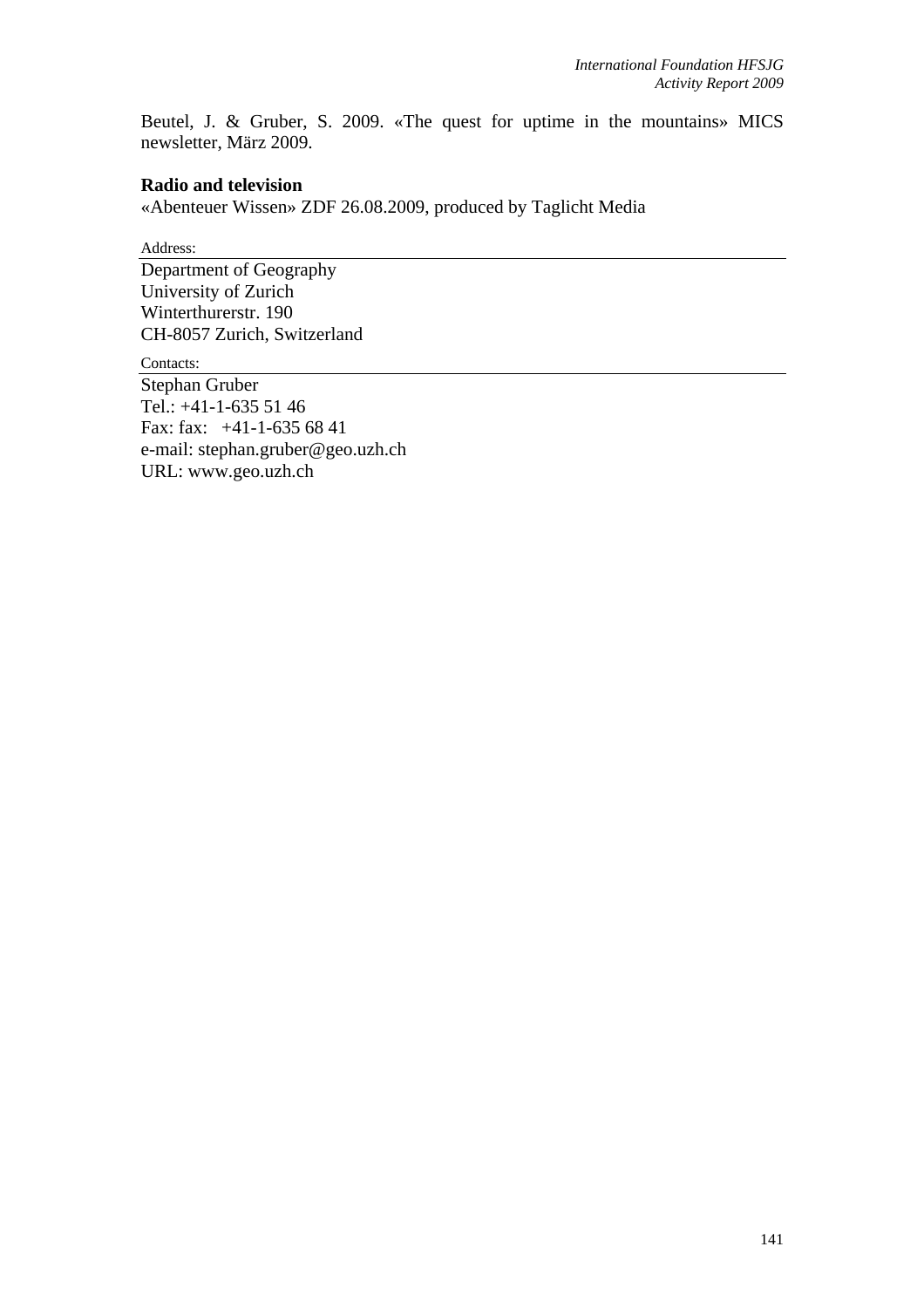Beutel, J. & Gruber, S. 2009. «The quest for uptime in the mountains» MICS newsletter, März 2009.

**Radio and television**

«Abenteuer Wissen» ZDF 26.08.2009, produced by Taglicht Media

Address:

Department of Geography
University of Zurich
Winterthurerstr. 190
CH-8057 Zurich, Switzerland

Contacts:

Stephan Gruber
Tel.: +41-1-635 51 46
Fax: fax: +41-1-635 68 41
e-mail: stephan.gruber@geo.uzh.ch
URL: www.geo.uzh.ch